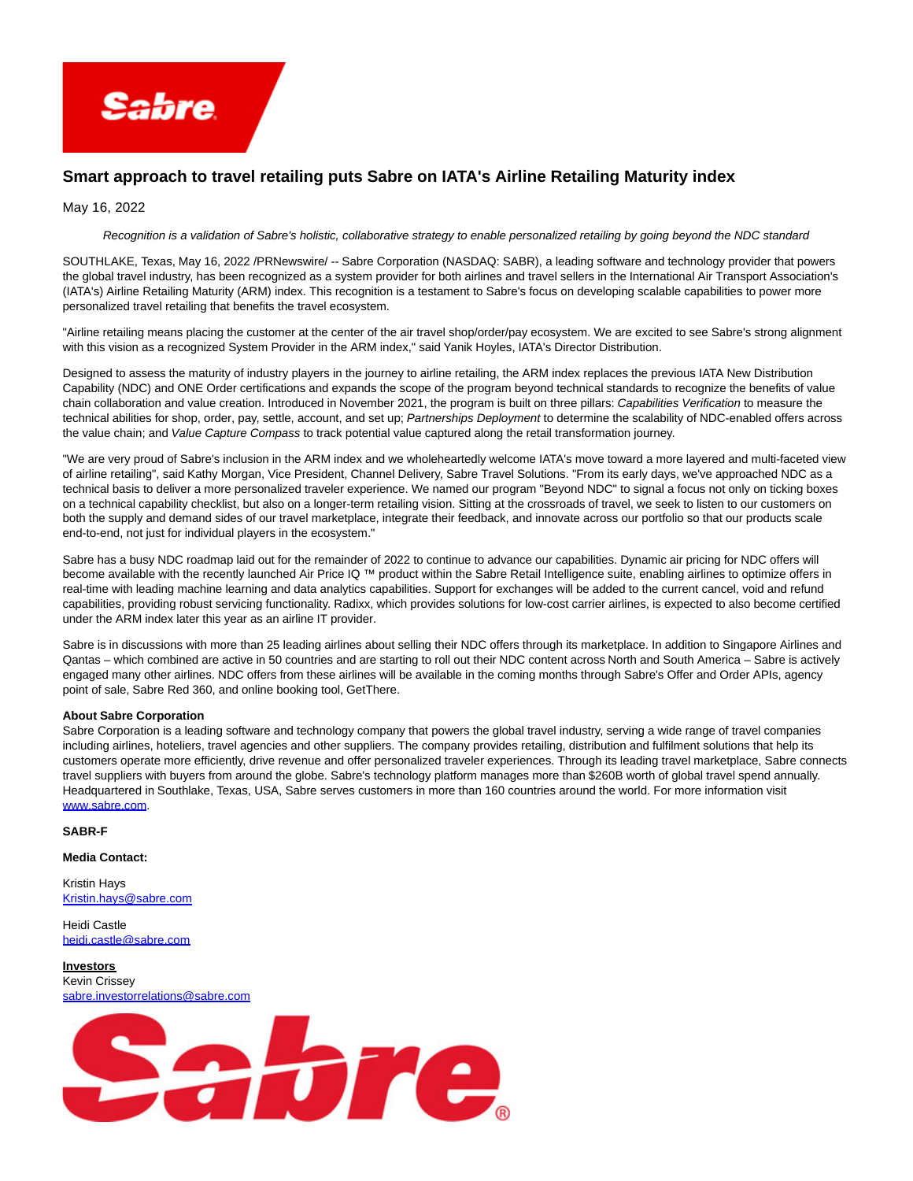# Smart approach to travel retailing puts Sabre on IATA's Airline Retailing Maturity index

May 16, 2022

*Recognition is a validation of Sabre's holistic, collaborative strategy to enable personalized retailing by going beyond the NDC standard*

SOUTHLAKE, Texas, May 16, 2022 /PRNewswire/ -- Sabre Corporation (NASDAQ: SABR), a leading software and technology provider that powers the global travel industry, has been recognized as a system provider for both airlines and travel sellers in the International Air Transport Association's (IATA's) Airline Retailing Maturity (ARM) index. This recognition is a testament to Sabre's focus on developing scalable capabilities to power more personalized travel retailing that benefits the travel ecosystem.

"Airline retailing means placing the customer at the center of the air travel shop/order/pay ecosystem. We are excited to see Sabre's strong alignment with this vision as a recognized System Provider in the ARM index," said Yanik Hoyles, IATA's Director Distribution.

Designed to assess the maturity of industry players in the journey to airline retailing, the ARM index replaces the previous IATA New Distribution Capability (NDC) and ONE Order certifications and expands the scope of the program beyond technical standards to recognize the benefits of value chain collaboration and value creation. Introduced in November 2021, the program is built on three pillars: *Capabilities Verification* to measure the technical abilities for shop, order, pay, settle, account, and set up; *Partnerships Deployment* to determine the scalability of NDC-enabled offers across the value chain; and *Value Capture Compass* to track potential value captured along the retail transformation journey.

"We are very proud of Sabre's inclusion in the ARM index and we wholeheartedly welcome IATA's move toward a more layered and multi-faceted view of airline retailing", said Kathy Morgan, Vice President, Channel Delivery, Sabre Travel Solutions. "From its early days, we've approached NDC as a technical basis to deliver a more personalized traveler experience. We named our program "Beyond NDC" to signal a focus not only on ticking boxes on a technical capability checklist, but also on a longer-term retailing vision. Sitting at the crossroads of travel, we seek to listen to our customers on both the supply and demand sides of our travel marketplace, integrate their feedback, and innovate across our portfolio so that our products scale end-to-end, not just for individual players in the ecosystem."

Sabre has a busy NDC roadmap laid out for the remainder of 2022 to continue to advance our capabilities. Dynamic air pricing for NDC offers will become available with the recently launched Air Price IQ ™ product within the Sabre Retail Intelligence suite, enabling airlines to optimize offers in real-time with leading machine learning and data analytics capabilities. Support for exchanges will be added to the current cancel, void and refund capabilities, providing robust servicing functionality. Radixx, which provides solutions for low-cost carrier airlines, is expected to also become certified under the ARM index later this year as an airline IT provider.

Sabre is in discussions with more than 25 leading airlines about selling their NDC offers through its marketplace. In addition to Singapore Airlines and Qantas – which combined are active in 50 countries and are starting to roll out their NDC content across North and South America – Sabre is actively engaged many other airlines. NDC offers from these airlines will be available in the coming months through Sabre's Offer and Order APIs, agency point of sale, Sabre Red 360, and online booking tool, GetThere.

**About Sabre Corporation**
Sabre Corporation is a leading software and technology company that powers the global travel industry, serving a wide range of travel companies including airlines, hoteliers, travel agencies and other suppliers. The company provides retailing, distribution and fulfilment solutions that help its customers operate more efficiently, drive revenue and offer personalized traveler experiences. Through its leading travel marketplace, Sabre connects travel suppliers with buyers from around the globe. Sabre's technology platform manages more than $260B worth of global travel spend annually. Headquartered in Southlake, Texas, USA, Sabre serves customers in more than 160 countries around the world. For more information visit www.sabre.com.

**SABR-F**

**Media Contact:**

Kristin Hays
Kristin.hays@sabre.com

Heidi Castle
heidi.castle@sabre.com

**Investors**
Kevin Crissey
sabre.investorrelations@sabre.com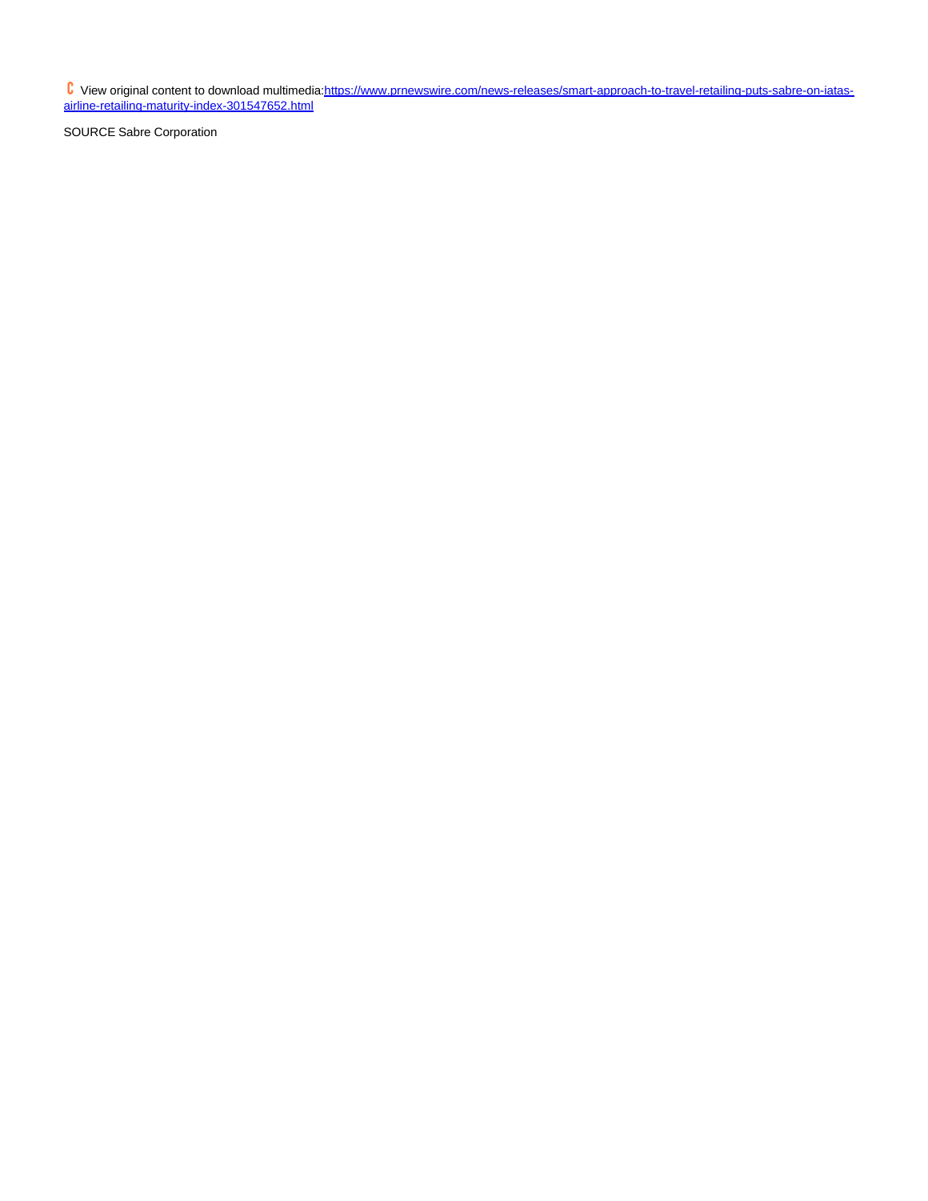View original content to download multimedia:https://www.prnewswire.com/news-releases/smart-approach-to-travel-retailing-puts-sabre-on-iatas-airline-retailing-maturity-index-301547652.html

SOURCE Sabre Corporation